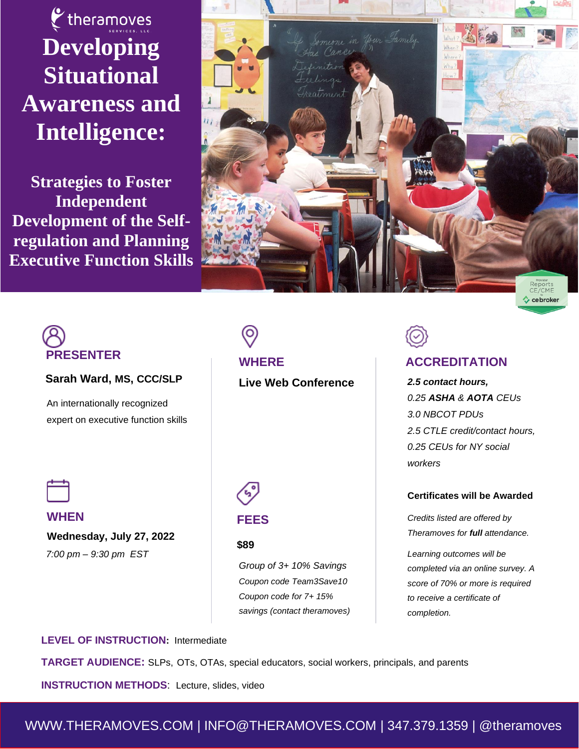theramoves SERVICES, LLC

# Developing Situational Awareness and Intelligence:

## Strategies to Foster Independent Development of the Self-regulation and Planning Executive Function Skills

Provider Reports CE/CME to cebroker

### PRESENTER

**Sarah Ward, MS, CCC/SLP**

An internationally recognized expert on executive function skills

### WHERE

**Live Web Conference**

### ACCREDITATION

***2.5 contact hours,***

*0.25* ***ASHA*** *&* ***AOTA*** *CEUs*

*3.0 NBCOT PDUs*

*2.5 CTLE credit/contact hours,*

*0.25 CEUs for NY social workers*

**Certificates will be Awarded**

*Credits listed are offered by Theramoves for* ***full*** *attendance.*

*Learning outcomes will be completed via an online survey. A score of 70% or more is required to receive a certificate of completion.*

### WHEN

**Wednesday, July 27, 2022**

*7:00 pm – 9:30 pm EST*

### FEES

**$89**

*Group of 3+ 10% Savings*

*Coupon code Team3Save10*

*Coupon code for 7+ 15% savings (contact theramoves)*

**LEVEL OF INSTRUCTION:** Intermediate

**TARGET AUDIENCE:** SLPs, OTs, OTAs, special educators, social workers, principals, and parents

**INSTRUCTION METHODS**: Lecture, slides, video

WWW.THERAMOVES.COM | INFO@THERAMOVES.COM | 347.379.1359 | @theramoves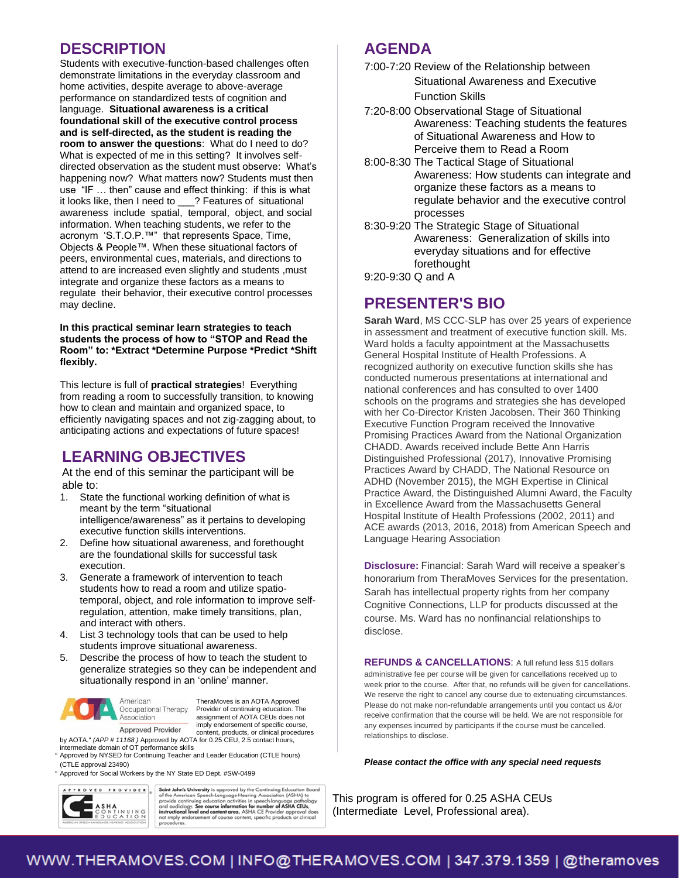## DESCRIPTION

Students with executive-function-based challenges often demonstrate limitations in the everyday classroom and home activities, despite average to above-average performance on standardized tests of cognition and language. **Situational awareness is a critical foundational skill of the executive control process and is self-directed, as the student is reading the room to answer the questions**: What do I need to do? What is expected of me in this setting? It involves self-directed observation as the student must observe: What's happening now? What matters now? Students must then use "IF … then" cause and effect thinking: if this is what it looks like, then I need to ___? Features of situational awareness include spatial, temporal, object, and social information. When teaching students, we refer to the acronym 'S.T.O.P.™" that represents Space, Time, Objects & People™. When these situational factors of peers, environmental cues, materials, and directions to attend to are increased even slightly and students ,must integrate and organize these factors as a means to regulate their behavior, their executive control processes may decline.

**In this practical seminar learn strategies to teach students the process of how to "STOP and Read the Room" to: *Extract *Determine Purpose *Predict *Shift flexibly.**

This lecture is full of **practical strategies**! Everything from reading a room to successfully transition, to knowing how to clean and maintain and organized space, to efficiently navigating spaces and not zig-zagging about, to anticipating actions and expectations of future spaces!

## LEARNING OBJECTIVES

At the end of this seminar the participant will be able to:

1. State the functional working definition of what is meant by the term "situational intelligence/awareness" as it pertains to developing executive function skills interventions.
2. Define how situational awareness, and forethought are the foundational skills for successful task execution.
3. Generate a framework of intervention to teach students how to read a room and utilize spatio-temporal, object, and role information to improve self-regulation, attention, make timely transitions, plan, and interact with others.
4. List 3 technology tools that can be used to help students improve situational awareness.
5. Describe the process of how to teach the student to generalize strategies so they can be independent and situationally respond in an 'online' manner.

American Occupational Therapy Association
Approved Provider

TheraMoves is an AOTA Approved Provider of continuing education. The assignment of AOTA CEUs does not imply endorsement of specific course, content, products, or clinical procedures by AOTA." *(APP # 11168 )* Approved by AOTA for 0.25 CEU, 2.5 contact hours, intermediate domain of OT performance skills

- Approved by NYSED for Continuing Teacher and Leader Education (CTLE hours) (CTLE approval 23490)
- Approved for Social Workers by the NY State ED Dept. #SW-0499

APPROVED PROVIDER ASHA CONTINUING EDUCATION AMERICAN SPEECH-LANGUAGE-HEARING ASSOCIATION

**Saint John's University** is approved by the Continuing Education Board of the American Speech-Language-Hearing Association (ASHA) to provide continuing education activities in speech-language pathology and audiology. **See course information for number of ASHA CEUs, instructional level and content area.** ASHA CE Provider approval does not imply endorsement of course content, specific products or clinical procedures.

## AGENDA

7:00-7:20 Review of the Relationship between Situational Awareness and Executive Function Skills

7:20-8:00 Observational Stage of Situational Awareness: Teaching students the features of Situational Awareness and How to Perceive them to Read a Room

8:00-8:30 The Tactical Stage of Situational Awareness: How students can integrate and organize these factors as a means to regulate behavior and the executive control processes

8:30-9:20 The Strategic Stage of Situational Awareness: Generalization of skills into everyday situations and for effective forethought

9:20-9:30 Q and A

## PRESENTER'S BIO

**Sarah Ward**, MS CCC-SLP has over 25 years of experience in assessment and treatment of executive function skill. Ms. Ward holds a faculty appointment at the Massachusetts General Hospital Institute of Health Professions. A recognized authority on executive function skills she has conducted numerous presentations at international and national conferences and has consulted to over 1400 schools on the programs and strategies she has developed with her Co-Director Kristen Jacobsen. Their 360 Thinking Executive Function Program received the Innovative Promising Practices Award from the National Organization CHADD. Awards received include Bette Ann Harris Distinguished Professional (2017), Innovative Promising Practices Award by CHADD, The National Resource on ADHD (November 2015), the MGH Expertise in Clinical Practice Award, the Distinguished Alumni Award, the Faculty in Excellence Award from the Massachusetts General Hospital Institute of Health Professions (2002, 2011) and ACE awards (2013, 2016, 2018) from American Speech and Language Hearing Association

**Disclosure:** Financial: Sarah Ward will receive a speaker's honorarium from TheraMoves Services for the presentation. Sarah has intellectual property rights from her company Cognitive Connections, LLP for products discussed at the course. Ms. Ward has no nonfinancial relationships to disclose.

**REFUNDS & CANCELLATIONS**: A full refund less $15 dollars administrative fee per course will be given for cancellations received up to week prior to the course. After that, no refunds will be given for cancellations. We reserve the right to cancel any course due to extenuating circumstances. Please do not make non-refundable arrangements until you contact us &/or receive confirmation that the course will be held. We are not responsible for any expenses incurred by participants if the course must be cancelled. relationships to disclose.

***Please contact the office with any special need requests***

This program is offered for 0.25 ASHA CEUs (Intermediate Level, Professional area).

WWW.THERAMOVES.COM | INFO@THERAMOVES.COM | 347.379.1359 | @theramoves